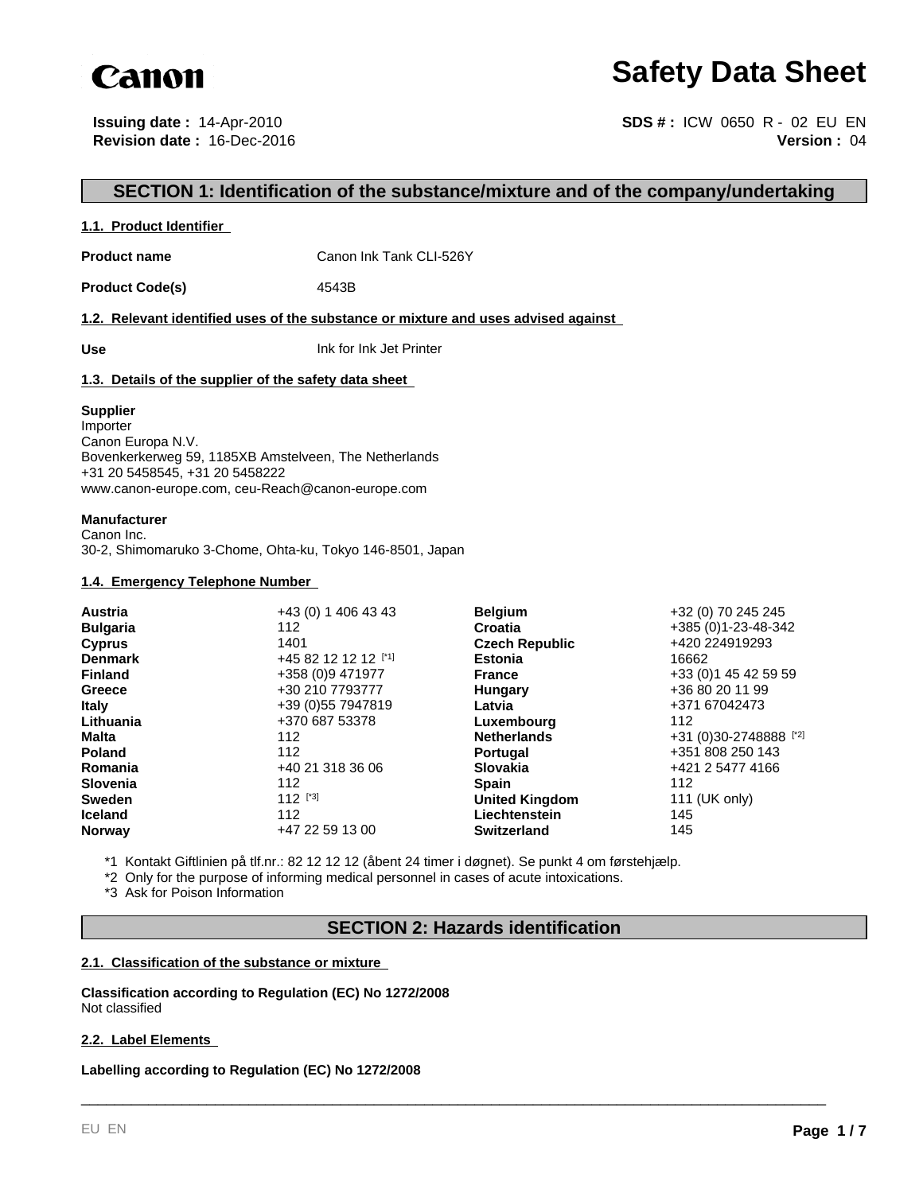# Canon

# Safety Data Sheet

**Issuing date :** 14-Apr-2010
**Revision date :** 16-Dec-2016

**SDS # :** ICW 0650 R - 02 EU EN
**Version :** 04

## SECTION 1: Identification of the substance/mixture and of the company/undertaking

### 1.1. Product Identifier

**Product name** Canon Ink Tank CLI-526Y

**Product Code(s)** 4543B

### 1.2. Relevant identified uses of the substance or mixture and uses advised against

**Use** Ink for Ink Jet Printer

### 1.3. Details of the supplier of the safety data sheet

**Supplier**
Importer
Canon Europa N.V.
Bovenkerkerweg 59, 1185XB Amstelveen, The Netherlands
+31 20 5458545, +31 20 5458222
www.canon-europe.com, ceu-Reach@canon-europe.com

**Manufacturer**
Canon Inc.
30-2, Shimomaruko 3-Chome, Ohta-ku, Tokyo 146-8501, Japan

### 1.4. Emergency Telephone Number

| | | | |
|---|---|---|---|
| **Austria** | +43 (0) 1 406 43 43 | **Belgium** | +32 (0) 70 245 245 |
| **Bulgaria** | 112 | **Croatia** | +385 (0)1-23-48-342 |
| **Cyprus** | 1401 | **Czech Republic** | +420 224919293 |
| **Denmark** | +45 82 12 12 12 [*1] | **Estonia** | 16662 |
| **Finland** | +358 (0)9 471977 | **France** | +33 (0)1 45 42 59 59 |
| **Greece** | +30 210 7793777 | **Hungary** | +36 80 20 11 99 |
| **Italy** | +39 (0)55 7947819 | **Latvia** | +371 67042473 |
| **Lithuania** | +370 687 53378 | **Luxembourg** | 112 |
| **Malta** | 112 | **Netherlands** | +31 (0)30-2748888 [*2] |
| **Poland** | 112 | **Portugal** | +351 808 250 143 |
| **Romania** | +40 21 318 36 06 | **Slovakia** | +421 2 5477 4166 |
| **Slovenia** | 112 | **Spain** | 112 |
| **Sweden** | 112 [*3] | **United Kingdom** | 111 (UK only) |
| **Iceland** | 112 | **Liechtenstein** | 145 |
| **Norway** | +47 22 59 13 00 | **Switzerland** | 145 |

*1 Kontakt Giftlinien på tlf.nr.: 82 12 12 12 (åbent 24 timer i døgnet). Se punkt 4 om førstehjælp.
*2 Only for the purpose of informing medical personnel in cases of acute intoxications.
*3 Ask for Poison Information

## SECTION 2: Hazards identification

### 2.1. Classification of the substance or mixture

**Classification according to Regulation (EC) No 1272/2008**
Not classified

### 2.2. Label Elements

**Labelling according to Regulation (EC) No 1272/2008**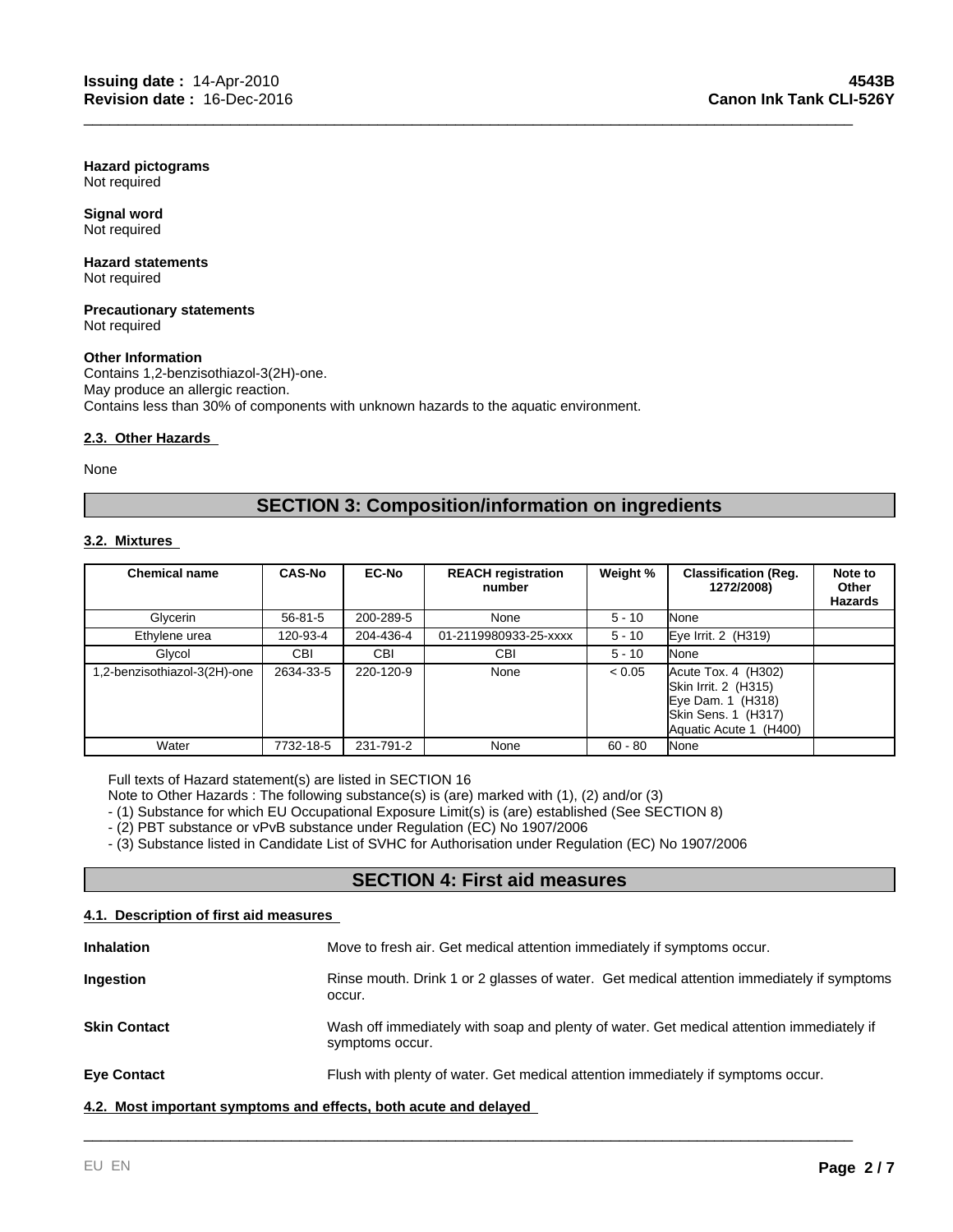**Hazard pictograms**
Not required

**Signal word**
Not required

**Hazard statements**
Not required

**Precautionary statements**
Not required

**Other Information**
Contains 1,2-benzisothiazol-3(2H)-one.
May produce an allergic reaction.
Contains less than 30% of components with unknown hazards to the aquatic environment.

### 2.3. Other Hazards

None

## SECTION 3: Composition/information on ingredients

### 3.2. Mixtures

| Chemical name | CAS-No | EC-No | REACH registration number | Weight % | Classification (Reg. 1272/2008) | Note to Other Hazards |
|---|---|---|---|---|---|---|
| Glycerin | 56-81-5 | 200-289-5 | None | 5 - 10 | None | |
| Ethylene urea | 120-93-4 | 204-436-4 | 01-2119980933-25-xxxx | 5 - 10 | Eye Irrit. 2 (H319) | |
| Glycol | CBI | CBI | CBI | 5 - 10 | None | |
| 1,2-benzisothiazol-3(2H)-one | 2634-33-5 | 220-120-9 | None | < 0.05 | Acute Tox. 4 (H302)<br>Skin Irrit. 2 (H315)<br>Eye Dam. 1 (H318)<br>Skin Sens. 1 (H317)<br>Aquatic Acute 1 (H400) | |
| Water | 7732-18-5 | 231-791-2 | None | 60 - 80 | None | |

Full texts of Hazard statement(s) are listed in SECTION 16
Note to Other Hazards : The following substance(s) is (are) marked with (1), (2) and/or (3)
- (1) Substance for which EU Occupational Exposure Limit(s) is (are) established (See SECTION 8)
- (2) PBT substance or vPvB substance under Regulation (EC) No 1907/2006
- (3) Substance listed in Candidate List of SVHC for Authorisation under Regulation (EC) No 1907/2006

## SECTION 4: First aid measures

### 4.1. Description of first aid measures

**Inhalation**
Move to fresh air. Get medical attention immediately if symptoms occur.

**Ingestion**
Rinse mouth. Drink 1 or 2 glasses of water. Get medical attention immediately if symptoms occur.

**Skin Contact**
Wash off immediately with soap and plenty of water. Get medical attention immediately if symptoms occur.

**Eye Contact**
Flush with plenty of water. Get medical attention immediately if symptoms occur.

### 4.2. Most important symptoms and effects, both acute and delayed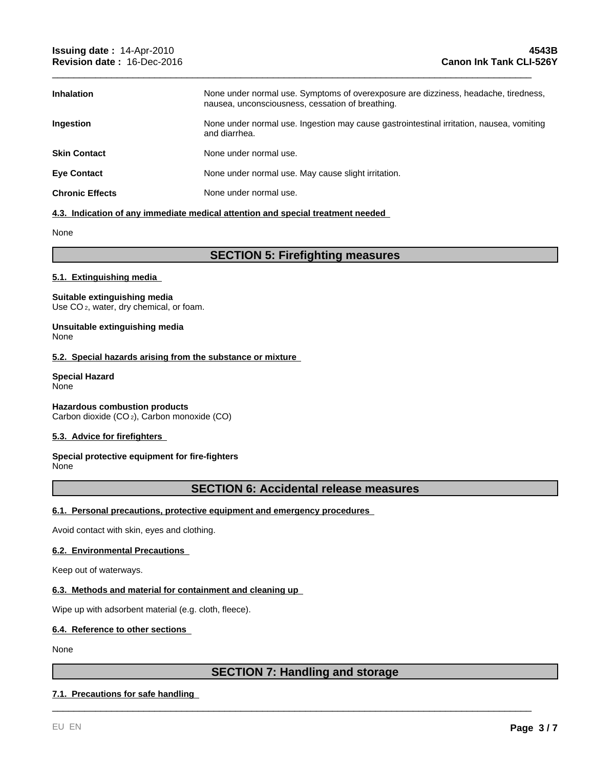| | |
|---|---|
| **Inhalation** | None under normal use. Symptoms of overexposure are dizziness, headache, tiredness, nausea, unconsciousness, cessation of breathing. |
| **Ingestion** | None under normal use. Ingestion may cause gastrointestinal irritation, nausea, vomiting and diarrhea. |
| **Skin Contact** | None under normal use. |
| **Eye Contact** | None under normal use. May cause slight irritation. |
| **Chronic Effects** | None under normal use. |

### 4.3. Indication of any immediate medical attention and special treatment needed

None

## SECTION 5: Firefighting measures

### 5.1. Extinguishing media

**Suitable extinguishing media**
Use $CO_2$, water, dry chemical, or foam.

**Unsuitable extinguishing media**
None

### 5.2. Special hazards arising from the substance or mixture

**Special Hazard**
None

**Hazardous combustion products**
Carbon dioxide ($CO_2$), Carbon monoxide (CO)

### 5.3. Advice for firefighters

**Special protective equipment for fire-fighters**
None

## SECTION 6: Accidental release measures

### 6.1. Personal precautions, protective equipment and emergency procedures

Avoid contact with skin, eyes and clothing.

### 6.2. Environmental Precautions

Keep out of waterways.

### 6.3. Methods and material for containment and cleaning up

Wipe up with adsorbent material (e.g. cloth, fleece).

### 6.4. Reference to other sections

None

## SECTION 7: Handling and storage

### 7.1. Precautions for safe handling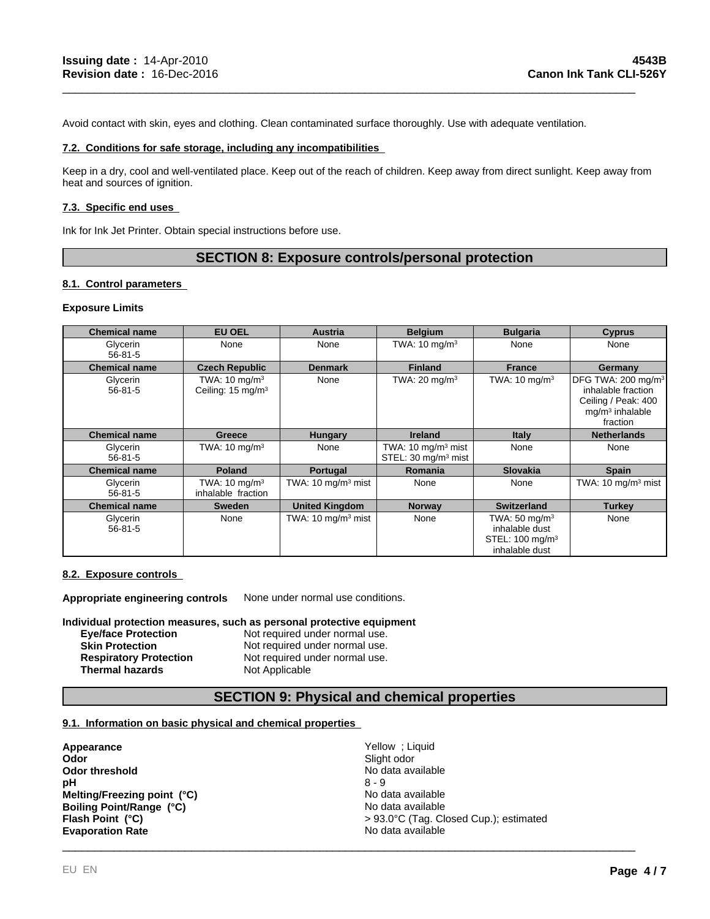Avoid contact with skin, eyes and clothing. Clean contaminated surface thoroughly. Use with adequate ventilation.

### 7.2. Conditions for safe storage, including any incompatibilities

Keep in a dry, cool and well-ventilated place. Keep out of the reach of children. Keep away from direct sunlight. Keep away from heat and sources of ignition.

### 7.3. Specific end uses

Ink for Ink Jet Printer. Obtain special instructions before use.

## SECTION 8: Exposure controls/personal protection

### 8.1. Control parameters

**Exposure Limits**

| Chemical name | EU OEL | Austria | Belgium | Bulgaria | Cyprus |
|---|---|---|---|---|---|
| Glycerin 56-81-5 | None | None | TWA: 10 mg/m³ | None | None |
| **Chemical name** | **Czech Republic** | **Denmark** | **Finland** | **France** | **Germany** |
| Glycerin 56-81-5 | TWA: 10 mg/m³ Ceiling: 15 mg/m³ | None | TWA: 20 mg/m³ | TWA: 10 mg/m³ | DFG TWA: 200 mg/m³ inhalable fraction Ceiling / Peak: 400 mg/m³ inhalable fraction |
| **Chemical name** | **Greece** | **Hungary** | **Ireland** | **Italy** | **Netherlands** |
| Glycerin 56-81-5 | TWA: 10 mg/m³ | None | TWA: 10 mg/m³ mist STEL: 30 mg/m³ mist | None | None |
| **Chemical name** | **Poland** | **Portugal** | **Romania** | **Slovakia** | **Spain** |
| Glycerin 56-81-5 | TWA: 10 mg/m³ inhalable fraction | TWA: 10 mg/m³ mist | None | None | TWA: 10 mg/m³ mist |
| **Chemical name** | **Sweden** | **United Kingdom** | **Norway** | **Switzerland** | **Turkey** |
| Glycerin 56-81-5 | None | TWA: 10 mg/m³ mist | None | TWA: 50 mg/m³ inhalable dust STEL: 100 mg/m³ inhalable dust | None |

### 8.2. Exposure controls

**Appropriate engineering controls** None under normal use conditions.

**Individual protection measures, such as personal protective equipment**

**Eye/face Protection** Not required under normal use.
**Skin Protection** Not required under normal use.
**Respiratory Protection** Not required under normal use.
**Thermal hazards** Not Applicable

## SECTION 9: Physical and chemical properties

### 9.1. Information on basic physical and chemical properties

**Appearance** Yellow ; Liquid
**Odor** Slight odor
**Odor threshold** No data available
**pH** 8 - 9
**Melting/Freezing point (°C)** No data available
**Boiling Point/Range (°C)** No data available
**Flash Point (°C)** > 93.0°C (Tag. Closed Cup.); estimated
**Evaporation Rate** No data available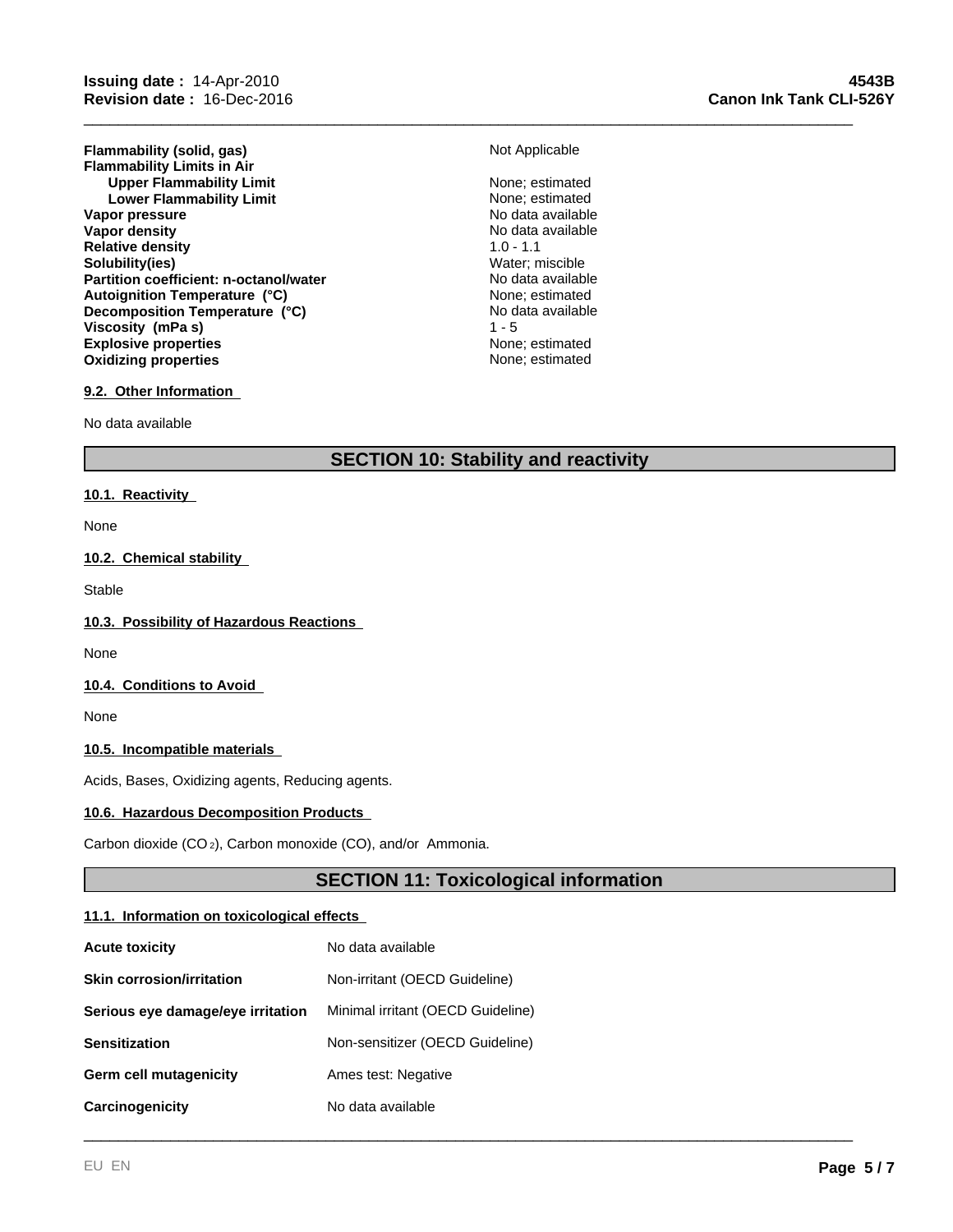| | |
|---|---|
| **Flammability (solid, gas)** | Not Applicable |
| **Flammability Limits in Air** | |
| **Upper Flammability Limit** | None; estimated |
| **Lower Flammability Limit** | None; estimated |
| **Vapor pressure** | No data available |
| **Vapor density** | No data available |
| **Relative density** | 1.0 - 1.1 |
| **Solubility(ies)** | Water; miscible |
| **Partition coefficient: n-octanol/water** | No data available |
| **Autoignition Temperature (°C)** | None; estimated |
| **Decomposition Temperature (°C)** | No data available |
| **Viscosity (mPa s)** | 1 - 5 |
| **Explosive properties** | None; estimated |
| **Oxidizing properties** | None; estimated |

### 9.2. Other Information

No data available

## SECTION 10: Stability and reactivity

### 10.1. Reactivity

None

### 10.2. Chemical stability

Stable

### 10.3. Possibility of Hazardous Reactions

None

### 10.4. Conditions to Avoid

None

### 10.5. Incompatible materials

Acids, Bases, Oxidizing agents, Reducing agents.

### 10.6. Hazardous Decomposition Products

Carbon dioxide ($CO_2$), Carbon monoxide (CO), and/or Ammonia.

## SECTION 11: Toxicological information

### 11.1. Information on toxicological effects

| | |
|---|---|
| **Acute toxicity** | No data available |
| **Skin corrosion/irritation** | Non-irritant (OECD Guideline) |
| **Serious eye damage/eye irritation** | Minimal irritant (OECD Guideline) |
| **Sensitization** | Non-sensitizer (OECD Guideline) |
| **Germ cell mutagenicity** | Ames test: Negative |
| **Carcinogenicity** | No data available |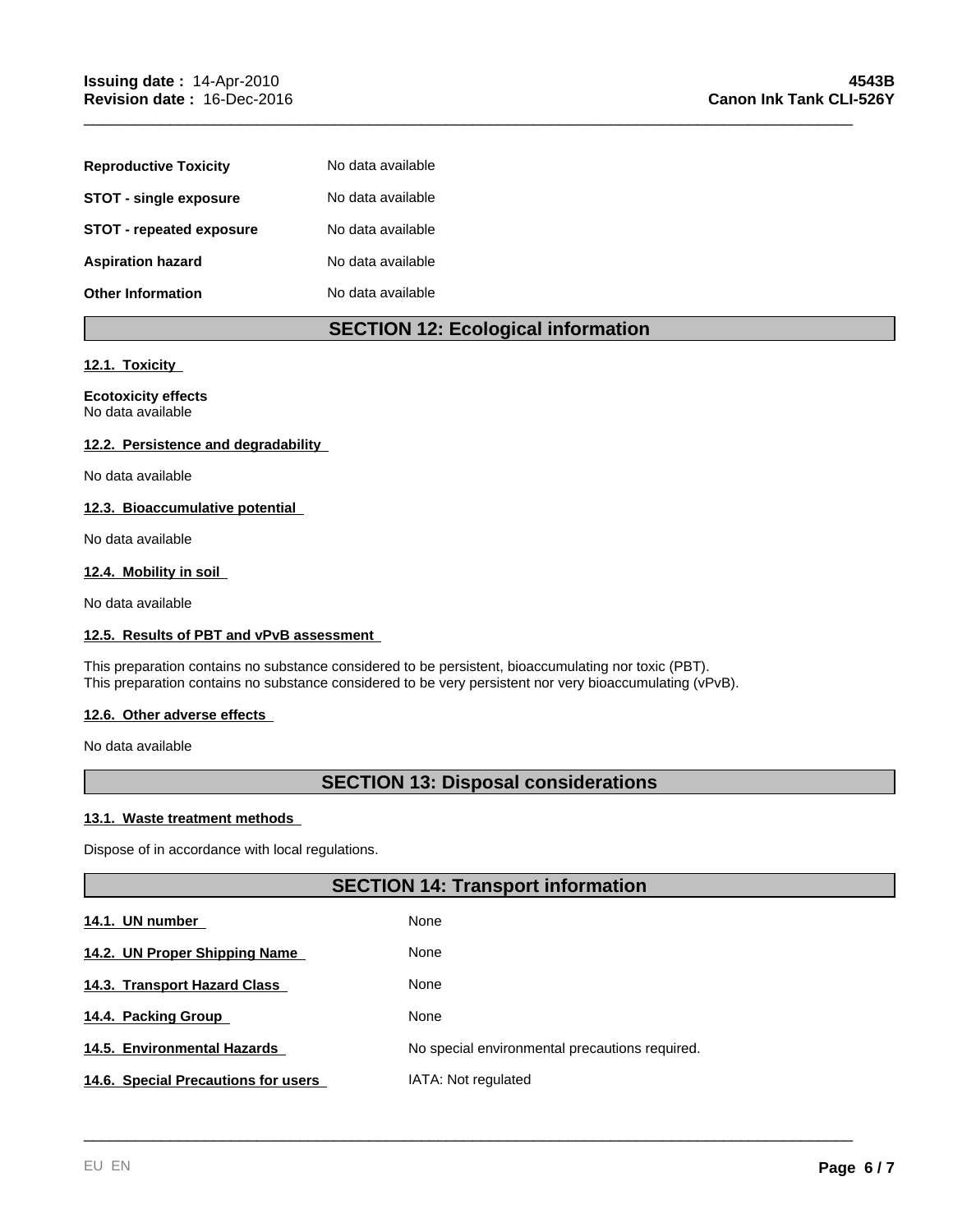| | |
|---|---|
| **Reproductive Toxicity** | No data available |
| **STOT - single exposure** | No data available |
| **STOT - repeated exposure** | No data available |
| **Aspiration hazard** | No data available |
| **Other Information** | No data available |

## SECTION 12: Ecological information

### 12.1. Toxicity

**Ecotoxicity effects**
No data available

### 12.2. Persistence and degradability

No data available

### 12.3. Bioaccumulative potential

No data available

### 12.4. Mobility in soil

No data available

### 12.5. Results of PBT and vPvB assessment

This preparation contains no substance considered to be persistent, bioaccumulating nor toxic (PBT).
This preparation contains no substance considered to be very persistent nor very bioaccumulating (vPvB).

### 12.6. Other adverse effects

No data available

## SECTION 13: Disposal considerations

### 13.1. Waste treatment methods

Dispose of in accordance with local regulations.

## SECTION 14: Transport information

| | |
|---|---|
| **14.1. UN number** | None |
| **14.2. UN Proper Shipping Name** | None |
| **14.3. Transport Hazard Class** | None |
| **14.4. Packing Group** | None |
| **14.5. Environmental Hazards** | No special environmental precautions required. |
| **14.6. Special Precautions for users** | IATA: Not regulated |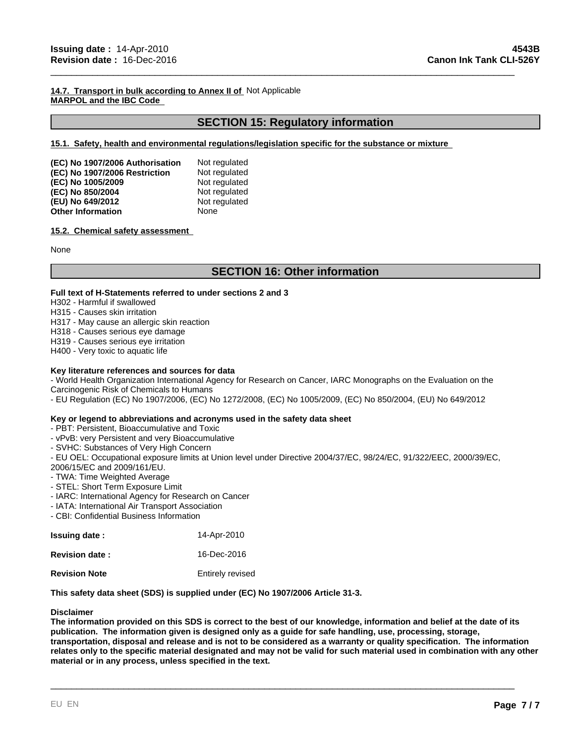**14.7. Transport in bulk according to Annex II of MARPOL and the IBC Code** Not Applicable

## SECTION 15: Regulatory information

**15.1. Safety, health and environmental regulations/legislation specific for the substance or mixture**

| | |
|---|---|
| **(EC) No 1907/2006 Authorisation** | Not regulated |
| **(EC) No 1907/2006 Restriction** | Not regulated |
| **(EC) No 1005/2009** | Not regulated |
| **(EC) No 850/2004** | Not regulated |
| **(EU) No 649/2012** | Not regulated |
| **Other Information** | None |

**15.2. Chemical safety assessment**

None

## SECTION 16: Other information

**Full text of H-Statements referred to under sections 2 and 3**

H302 - Harmful if swallowed
H315 - Causes skin irritation
H317 - May cause an allergic skin reaction
H318 - Causes serious eye damage
H319 - Causes serious eye irritation
H400 - Very toxic to aquatic life

**Key literature references and sources for data**

- World Health Organization International Agency for Research on Cancer, IARC Monographs on the Evaluation on the Carcinogenic Risk of Chemicals to Humans
- EU Regulation (EC) No 1907/2006, (EC) No 1272/2008, (EC) No 1005/2009, (EC) No 850/2004, (EU) No 649/2012

**Key or legend to abbreviations and acronyms used in the safety data sheet**

- PBT: Persistent, Bioaccumulative and Toxic
- vPvB: very Persistent and very Bioaccumulative
- SVHC: Substances of Very High Concern
- EU OEL: Occupational exposure limits at Union level under Directive 2004/37/EC, 98/24/EC, 91/322/EEC, 2000/39/EC, 2006/15/EC and 2009/161/EU.
- TWA: Time Weighted Average
- STEL: Short Term Exposure Limit
- IARC: International Agency for Research on Cancer
- IATA: International Air Transport Association
- CBI: Confidential Business Information

| | |
|---|---|
| **Issuing date :** | 14-Apr-2010 |
| **Revision date :** | 16-Dec-2016 |
| **Revision Note** | Entirely revised |

**This safety data sheet (SDS) is supplied under (EC) No 1907/2006 Article 31-3.**

**Disclaimer**

**The information provided on this SDS is correct to the best of our knowledge, information and belief at the date of its publication. The information given is designed only as a guide for safe handling, use, processing, storage, transportation, disposal and release and is not to be considered as a warranty or quality specification. The information relates only to the specific material designated and may not be valid for such material used in combination with any other material or in any process, unless specified in the text.**